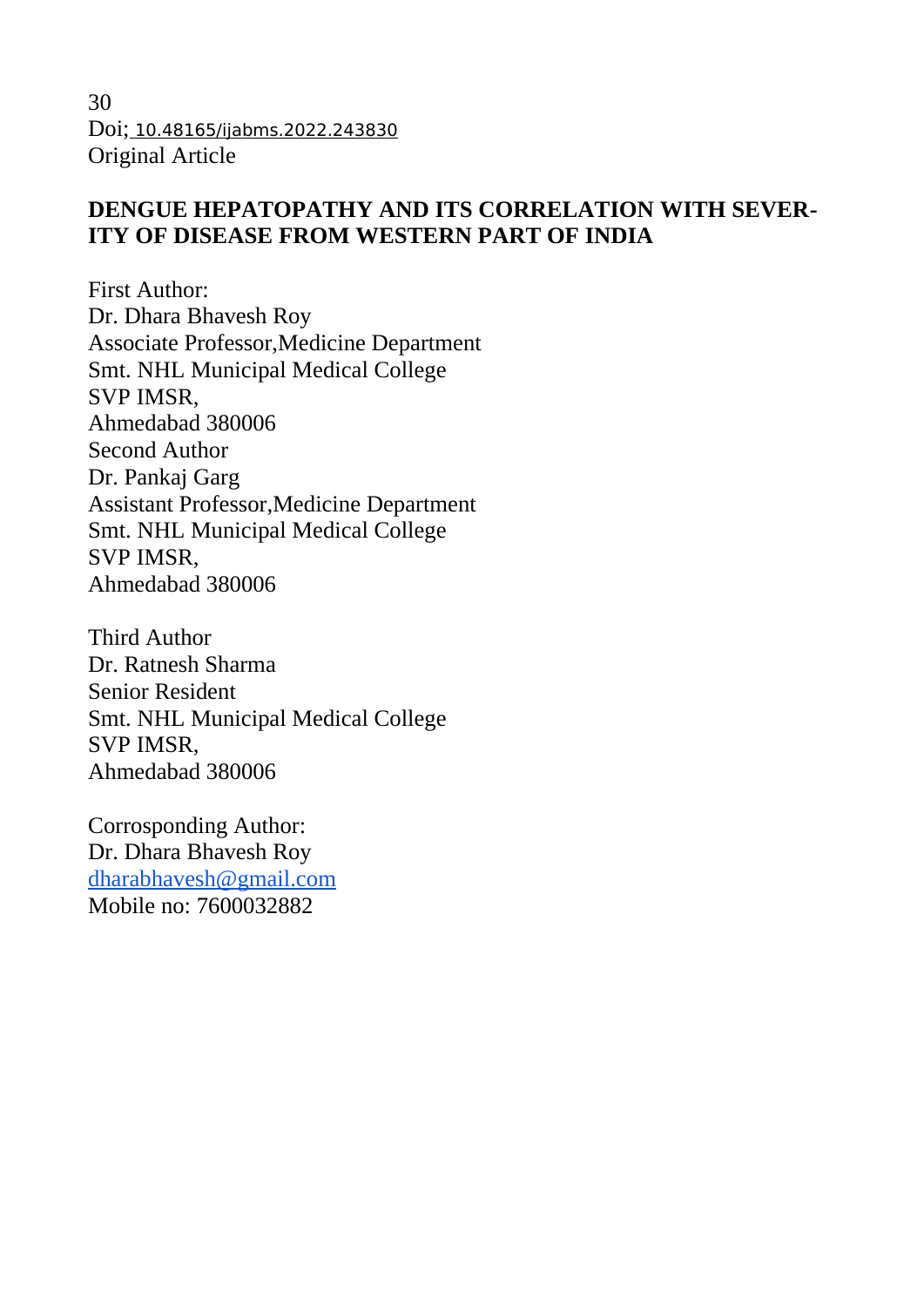30

Doi; 10.48165/ijabms.2022.243830

Original Article

## DENGUE HEPATOPATHY AND ITS CORRELATION WITH SEVERITY OF DISEASE FROM WESTERN PART OF INDIA

First Author:
Dr. Dhara Bhavesh Roy
Associate Professor,Medicine Department
Smt. NHL Municipal Medical College
SVP IMSR,
Ahmedabad 380006

Second Author
Dr. Pankaj Garg
Assistant Professor,Medicine Department
Smt. NHL Municipal Medical College
SVP IMSR,
Ahmedabad 380006

Third Author
Dr. Ratnesh Sharma
Senior Resident
Smt. NHL Municipal Medical College
SVP IMSR,
Ahmedabad 380006

Corrosponding Author:
Dr. Dhara Bhavesh Roy
dharabhavesh@gmail.com
Mobile no: 7600032882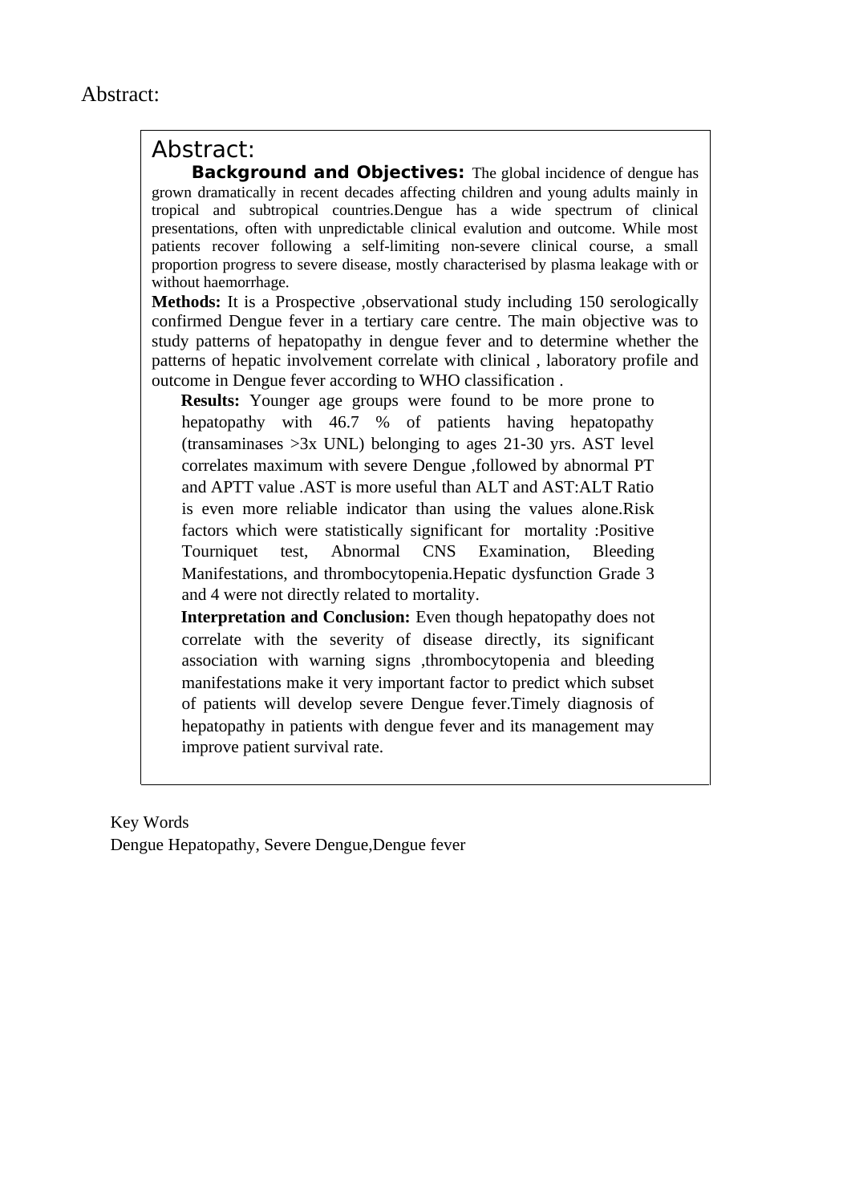Abstract:

## Abstract:

**Background and Objectives:** The global incidence of dengue has grown dramatically in recent decades affecting children and young adults mainly in tropical and subtropical countries.Dengue has a wide spectrum of clinical presentations, often with unpredictable clinical evalution and outcome. While most patients recover following a self-limiting non-severe clinical course, a small proportion progress to severe disease, mostly characterised by plasma leakage with or without haemorrhage.

**Methods:** It is a Prospective ,observational study including 150 serologically confirmed Dengue fever in a tertiary care centre. The main objective was to study patterns of hepatopathy in dengue fever and to determine whether the patterns of hepatic involvement correlate with clinical , laboratory profile and outcome in Dengue fever according to WHO classification .

**Results:** Younger age groups were found to be more prone to hepatopathy with 46.7 % of patients having hepatopathy (transaminases >3x UNL) belonging to ages 21-30 yrs. AST level correlates maximum with severe Dengue ,followed by abnormal PT and APTT value .AST is more useful than ALT and AST:ALT Ratio is even more reliable indicator than using the values alone.Risk factors which were statistically significant for mortality :Positive Tourniquet test, Abnormal CNS Examination, Bleeding Manifestations, and thrombocytopenia.Hepatic dysfunction Grade 3 and 4 were not directly related to mortality.

**Interpretation and Conclusion:** Even though hepatopathy does not correlate with the severity of disease directly, its significant association with warning signs ,thrombocytopenia and bleeding manifestations make it very important factor to predict which subset of patients will develop severe Dengue fever.Timely diagnosis of hepatopathy in patients with dengue fever and its management may improve patient survival rate.

Key Words

Dengue Hepatopathy, Severe Dengue,Dengue fever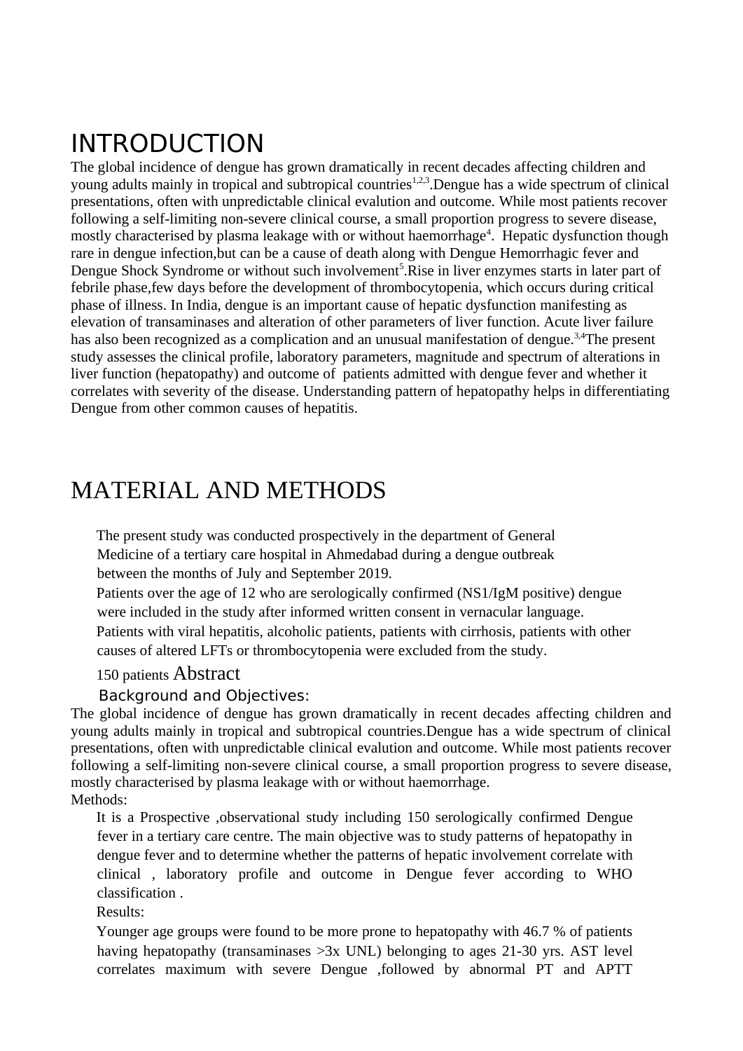# INTRODUCTION

The global incidence of dengue has grown dramatically in recent decades affecting children and young adults mainly in tropical and subtropical countries[1,2,3].Dengue has a wide spectrum of clinical presentations, often with unpredictable clinical evalution and outcome. While most patients recover following a self-limiting non-severe clinical course, a small proportion progress to severe disease, mostly characterised by plasma leakage with or without haemorrhage[4]. Hepatic dysfunction though rare in dengue infection,but can be a cause of death along with Dengue Hemorrhagic fever and Dengue Shock Syndrome or without such involvement[5].Rise in liver enzymes starts in later part of febrile phase,few days before the development of thrombocytopenia, which occurs during critical phase of illness. In India, dengue is an important cause of hepatic dysfunction manifesting as elevation of transaminases and alteration of other parameters of liver function. Acute liver failure has also been recognized as a complication and an unusual manifestation of dengue.[3,4]The present study assesses the clinical profile, laboratory parameters, magnitude and spectrum of alterations in liver function (hepatopathy) and outcome of patients admitted with dengue fever and whether it correlates with severity of the disease. Understanding pattern of hepatopathy helps in differentiating Dengue from other common causes of hepatitis.

# MATERIAL AND METHODS

The present study was conducted prospectively in the department of General Medicine of a tertiary care hospital in Ahmedabad during a dengue outbreak between the months of July and September 2019.

Patients over the age of 12 who are serologically confirmed (NS1/IgM positive) dengue were included in the study after informed written consent in vernacular language.

Patients with viral hepatitis, alcoholic patients, patients with cirrhosis, patients with other causes of altered LFTs or thrombocytopenia were excluded from the study.

150 patients Abstract

Background and Objectives:

The global incidence of dengue has grown dramatically in recent decades affecting children and young adults mainly in tropical and subtropical countries.Dengue has a wide spectrum of clinical presentations, often with unpredictable clinical evalution and outcome. While most patients recover following a self-limiting non-severe clinical course, a small proportion progress to severe disease, mostly characterised by plasma leakage with or without haemorrhage.

Methods:

It is a Prospective ,observational study including 150 serologically confirmed Dengue fever in a tertiary care centre. The main objective was to study patterns of hepatopathy in dengue fever and to determine whether the patterns of hepatic involvement correlate with clinical , laboratory profile and outcome in Dengue fever according to WHO classification .

Results:

Younger age groups were found to be more prone to hepatopathy with 46.7 % of patients having hepatopathy (transaminases >3x UNL) belonging to ages 21-30 yrs. AST level correlates maximum with severe Dengue ,followed by abnormal PT and APTT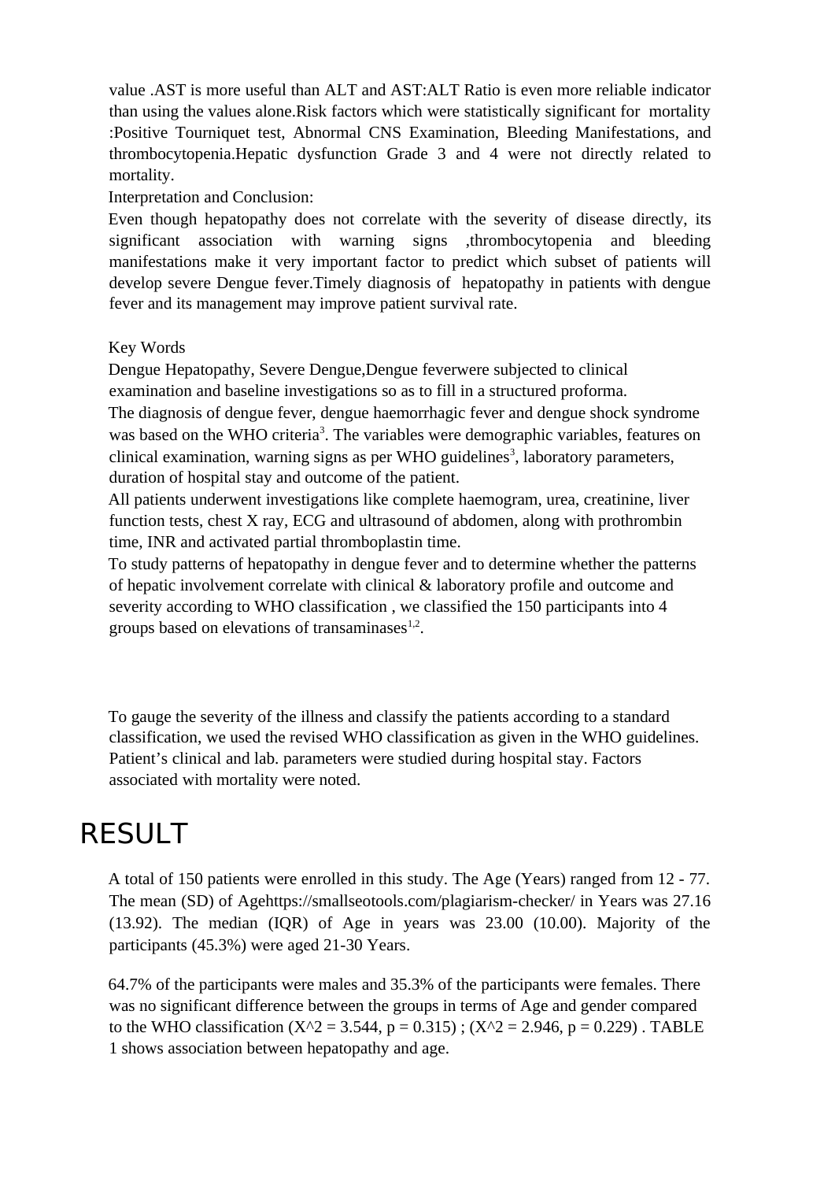value .AST is more useful than ALT and AST:ALT Ratio is even more reliable indicator than using the values alone.Risk factors which were statistically significant for mortality :Positive Tourniquet test, Abnormal CNS Examination, Bleeding Manifestations, and thrombocytopenia.Hepatic dysfunction Grade 3 and 4 were not directly related to mortality.

Interpretation and Conclusion:

Even though hepatopathy does not correlate with the severity of disease directly, its significant association with warning signs ,thrombocytopenia and bleeding manifestations make it very important factor to predict which subset of patients will develop severe Dengue fever.Timely diagnosis of hepatopathy in patients with dengue fever and its management may improve patient survival rate.

Key Words

Dengue Hepatopathy, Severe Dengue,Dengue feverwere subjected to clinical examination and baseline investigations so as to fill in a structured proforma.

The diagnosis of dengue fever, dengue haemorrhagic fever and dengue shock syndrome was based on the WHO criteria[3]. The variables were demographic variables, features on clinical examination, warning signs as per WHO guidelines[3], laboratory parameters, duration of hospital stay and outcome of the patient.

All patients underwent investigations like complete haemogram, urea, creatinine, liver function tests, chest X ray, ECG and ultrasound of abdomen, along with prothrombin time, INR and activated partial thromboplastin time.

To study patterns of hepatopathy in dengue fever and to determine whether the patterns of hepatic involvement correlate with clinical & laboratory profile and outcome and severity according to WHO classification , we classified the 150 participants into 4 groups based on elevations of transaminases[1,2].

To gauge the severity of the illness and classify the patients according to a standard classification, we used the revised WHO classification as given in the WHO guidelines. Patient's clinical and lab. parameters were studied during hospital stay. Factors associated with mortality were noted.

# RESULT

A total of 150 patients were enrolled in this study. The Age (Years) ranged from 12 - 77. The mean (SD) of Agehttps://smallseotools.com/plagiarism-checker/ in Years was 27.16 (13.92). The median (IQR) of Age in years was 23.00 (10.00). Majority of the participants (45.3%) were aged 21-30 Years.

64.7% of the participants were males and 35.3% of the participants were females. There was no significant difference between the groups in terms of Age and gender compared to the WHO classification ($X^2 = 3.544$, $p = 0.315$) ; ($X^2 = 2.946$, $p = 0.229$) . TABLE 1 shows association between hepatopathy and age.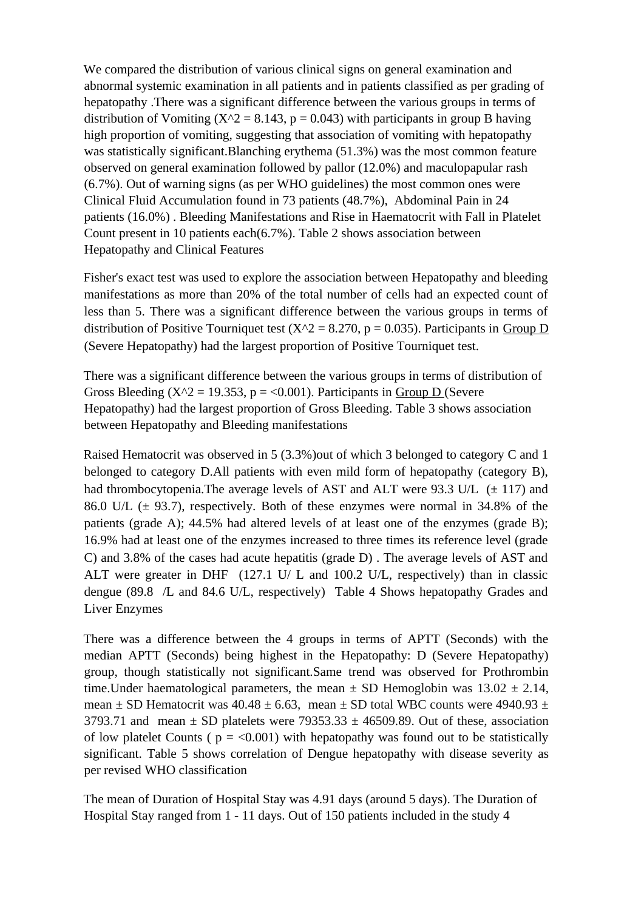We compared the distribution of various clinical signs on general examination and abnormal systemic examination in all patients and in patients classified as per grading of hepatopathy .There was a significant difference between the various groups in terms of distribution of Vomiting ($X^2 = 8.143$, $p = 0.043$) with participants in group B having high proportion of vomiting, suggesting that association of vomiting with hepatopathy was statistically significant.Blanching erythema (51.3%) was the most common feature observed on general examination followed by pallor (12.0%) and maculopapular rash (6.7%). Out of warning signs (as per WHO guidelines) the most common ones were Clinical Fluid Accumulation found in 73 patients (48.7%), Abdominal Pain in 24 patients (16.0%) . Bleeding Manifestations and Rise in Haematocrit with Fall in Platelet Count present in 10 patients each(6.7%). Table 2 shows association between Hepatopathy and Clinical Features

Fisher's exact test was used to explore the association between Hepatopathy and bleeding manifestations as more than 20% of the total number of cells had an expected count of less than 5. There was a significant difference between the various groups in terms of distribution of Positive Tourniquet test ($X^2 = 8.270$, $p = 0.035$). Participants in Group D (Severe Hepatopathy) had the largest proportion of Positive Tourniquet test.

There was a significant difference between the various groups in terms of distribution of Gross Bleeding ($X^2 = 19.353$, $p = <0.001$). Participants in Group D (Severe Hepatopathy) had the largest proportion of Gross Bleeding. Table 3 shows association between Hepatopathy and Bleeding manifestations

Raised Hematocrit was observed in 5 (3.3%)out of which 3 belonged to category C and 1 belonged to category D.All patients with even mild form of hepatopathy (category B), had thrombocytopenia.The average levels of AST and ALT were 93.3 U/L (± 117) and 86.0 U/L (± 93.7), respectively. Both of these enzymes were normal in 34.8% of the patients (grade A); 44.5% had altered levels of at least one of the enzymes (grade B); 16.9% had at least one of the enzymes increased to three times its reference level (grade C) and 3.8% of the cases had acute hepatitis (grade D) . The average levels of AST and ALT were greater in DHF (127.1 U/ L and 100.2 U/L, respectively) than in classic dengue (89.8 /L and 84.6 U/L, respectively) Table 4 Shows hepatopathy Grades and Liver Enzymes

There was a difference between the 4 groups in terms of APTT (Seconds) with the median APTT (Seconds) being highest in the Hepatopathy: D (Severe Hepatopathy) group, though statistically not significant.Same trend was observed for Prothrombin time.Under haematological parameters, the mean ± SD Hemoglobin was 13.02 ± 2.14, mean ± SD Hematocrit was 40.48 ± 6.63, mean ± SD total WBC counts were 4940.93 ± 3793.71 and mean ± SD platelets were 79353.33 ± 46509.89. Out of these, association of low platelet Counts ( $p = <0.001$) with hepatopathy was found out to be statistically significant. Table 5 shows correlation of Dengue hepatopathy with disease severity as per revised WHO classification

The mean of Duration of Hospital Stay was 4.91 days (around 5 days). The Duration of Hospital Stay ranged from 1 - 11 days. Out of 150 patients included in the study 4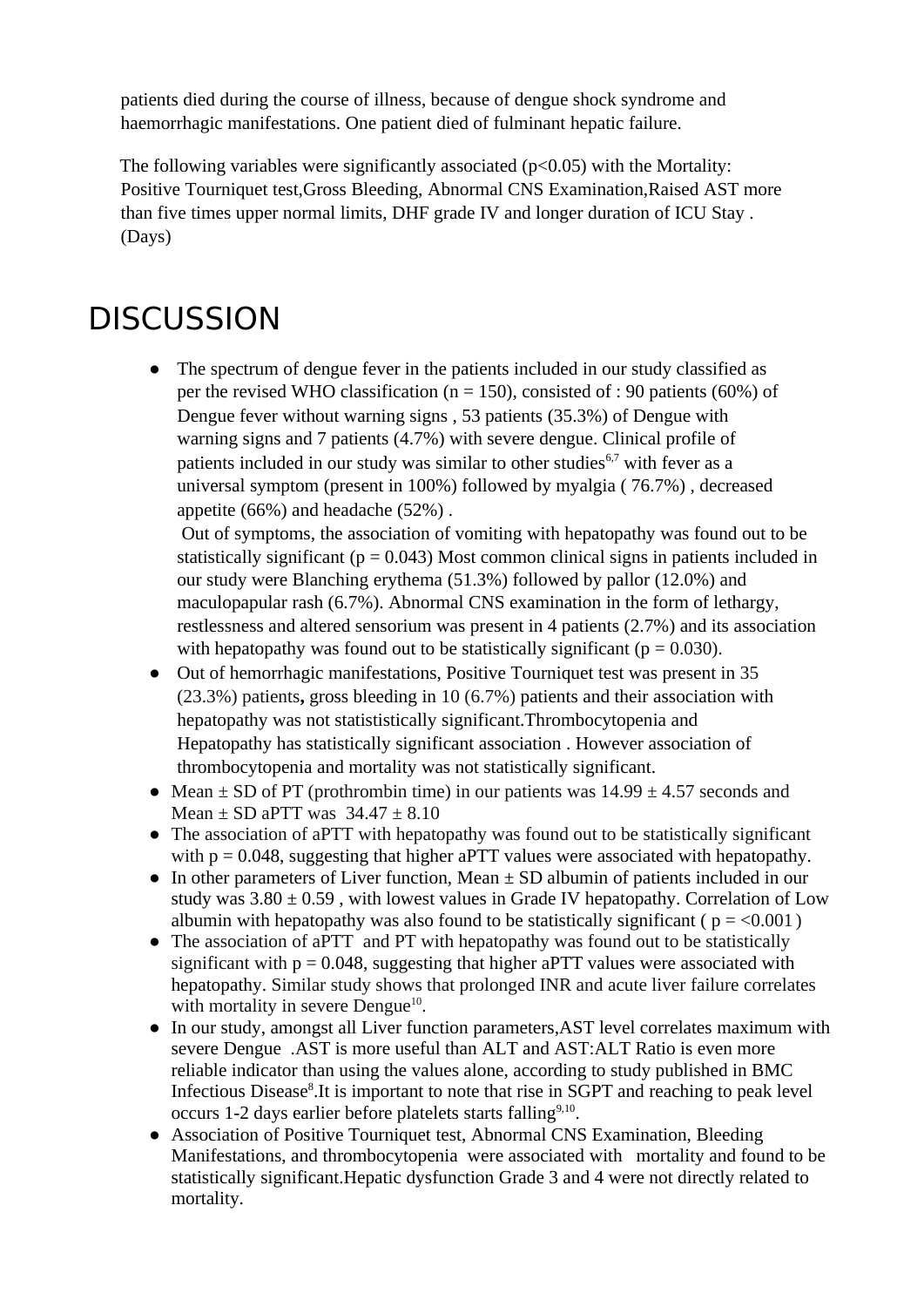patients died during the course of illness, because of dengue shock syndrome and haemorrhagic manifestations. One patient died of fulminant hepatic failure.

The following variables were significantly associated ($p<0.05$) with the Mortality: Positive Tourniquet test,Gross Bleeding, Abnormal CNS Examination,Raised AST more than five times upper normal limits, DHF grade IV and longer duration of ICU Stay . (Days)

# DISCUSSION

- The spectrum of dengue fever in the patients included in our study classified as per the revised WHO classification (n = 150), consisted of : 90 patients (60%) of Dengue fever without warning signs , 53 patients (35.3%) of Dengue with warning signs and 7 patients (4.7%) with severe dengue. Clinical profile of patients included in our study was similar to other studies[6,7] with fever as a universal symptom (present in 100%) followed by myalgia ( 76.7%) , decreased appetite (66%) and headache (52%) .
  Out of symptoms, the association of vomiting with hepatopathy was found out to be statistically significant (p = 0.043) Most common clinical signs in patients included in our study were Blanching erythema (51.3%) followed by pallor (12.0%) and maculopapular rash (6.7%). Abnormal CNS examination in the form of lethargy, restlessness and altered sensorium was present in 4 patients (2.7%) and its association with hepatopathy was found out to be statistically significant (p = 0.030).
- Out of hemorrhagic manifestations, Positive Tourniquet test was present in 35 (23.3%) patients**,** gross bleeding in 10 (6.7%) patients and their association with hepatopathy was not statististically significant.Thrombocytopenia and Hepatopathy has statistically significant association . However association of thrombocytopenia and mortality was not statistically significant.
- Mean ± SD of PT (prothrombin time) in our patients was 14.99 ± 4.57 seconds and Mean ± SD aPTT was 34.47 ± 8.10
- The association of aPTT with hepatopathy was found out to be statistically significant with p = 0.048, suggesting that higher aPTT values were associated with hepatopathy.
- In other parameters of Liver function, Mean ± SD albumin of patients included in our study was 3.80 ± 0.59 , with lowest values in Grade IV hepatopathy. Correlation of Low albumin with hepatopathy was also found to be statistically significant ( p = <0.001 )
- The association of aPTT and PT with hepatopathy was found out to be statistically significant with p = 0.048, suggesting that higher aPTT values were associated with hepatopathy. Similar study shows that prolonged INR and acute liver failure correlates with mortality in severe Dengue[10].
- In our study, amongst all Liver function parameters,AST level correlates maximum with severe Dengue .AST is more useful than ALT and AST:ALT Ratio is even more reliable indicator than using the values alone, according to study published in BMC Infectious Disease[8].It is important to note that rise in SGPT and reaching to peak level occurs 1-2 days earlier before platelets starts falling[9,10].
- Association of Positive Tourniquet test, Abnormal CNS Examination, Bleeding Manifestations, and thrombocytopenia were associated with mortality and found to be statistically significant.Hepatic dysfunction Grade 3 and 4 were not directly related to mortality.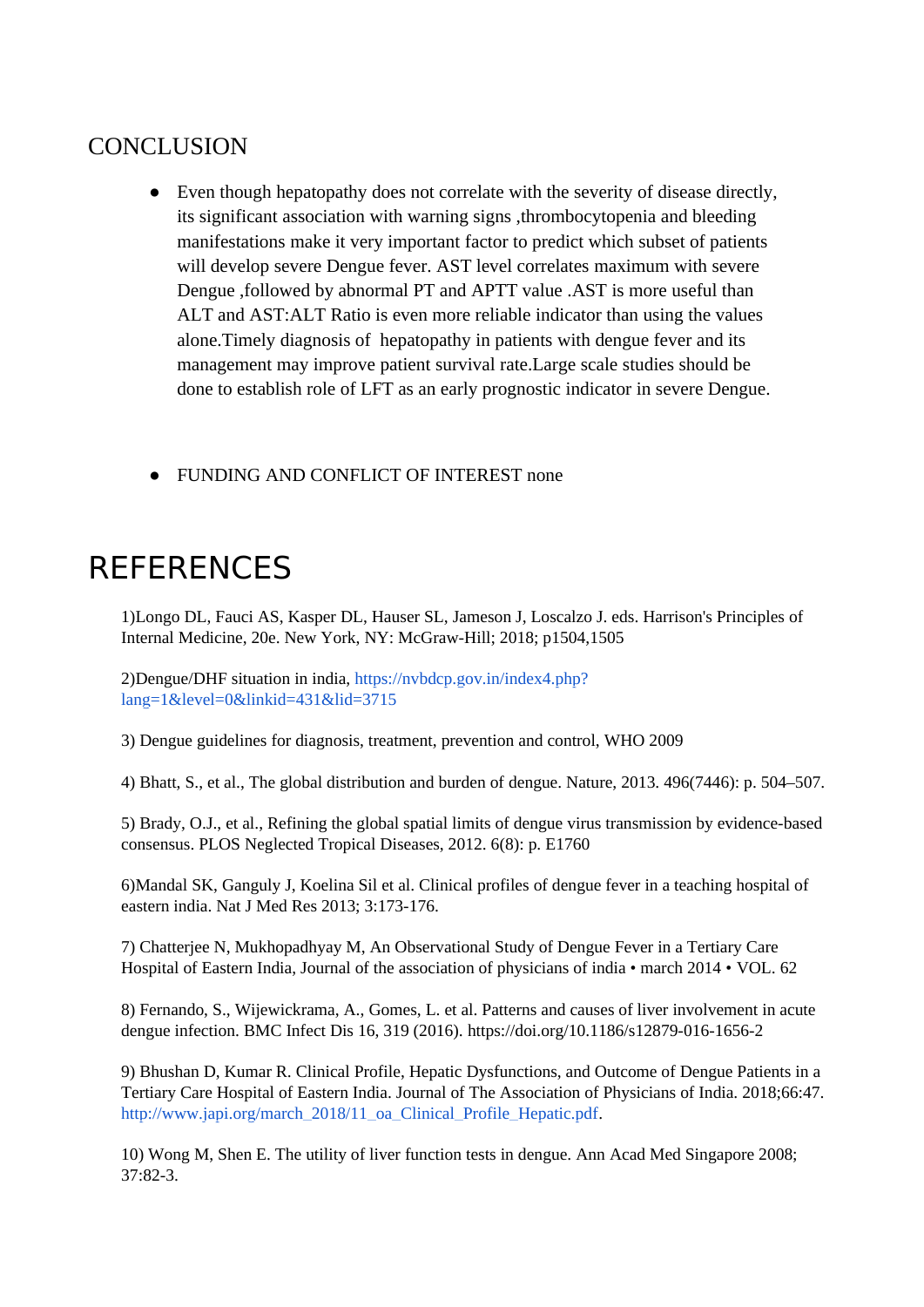## CONCLUSION

- Even though hepatopathy does not correlate with the severity of disease directly, its significant association with warning signs ,thrombocytopenia and bleeding manifestations make it very important factor to predict which subset of patients will develop severe Dengue fever. AST level correlates maximum with severe Dengue ,followed by abnormal PT and APTT value .AST is more useful than ALT and AST:ALT Ratio is even more reliable indicator than using the values alone.Timely diagnosis of hepatopathy in patients with dengue fever and its management may improve patient survival rate.Large scale studies should be done to establish role of LFT as an early prognostic indicator in severe Dengue.

- FUNDING AND CONFLICT OF INTEREST none

# REFERENCES

1)Longo DL, Fauci AS, Kasper DL, Hauser SL, Jameson J, Loscalzo J. eds. Harrison's Principles of Internal Medicine, 20e. New York, NY: McGraw-Hill; 2018; p1504,1505

2)Dengue/DHF situation in india, https://nvbdcp.gov.in/index4.php?lang=1&level=0&linkid=431&lid=3715

3) Dengue guidelines for diagnosis, treatment, prevention and control, WHO 2009

4) Bhatt, S., et al., The global distribution and burden of dengue. Nature, 2013. 496(7446): p. 504–507.

5) Brady, O.J., et al., Refining the global spatial limits of dengue virus transmission by evidence-based consensus. PLOS Neglected Tropical Diseases, 2012. 6(8): p. E1760

6)Mandal SK, Ganguly J, Koelina Sil et al. Clinical profiles of dengue fever in a teaching hospital of eastern india. Nat J Med Res 2013; 3:173-176.

7) Chatterjee N, Mukhopadhyay M, An Observational Study of Dengue Fever in a Tertiary Care Hospital of Eastern India, Journal of the association of physicians of india • march 2014 • VOL. 62

8) Fernando, S., Wijewickrama, A., Gomes, L. et al. Patterns and causes of liver involvement in acute dengue infection. BMC Infect Dis 16, 319 (2016). https://doi.org/10.1186/s12879-016-1656-2

9) Bhushan D, Kumar R. Clinical Profile, Hepatic Dysfunctions, and Outcome of Dengue Patients in a Tertiary Care Hospital of Eastern India. Journal of The Association of Physicians of India. 2018;66:47. http://www.japi.org/march_2018/11_oa_Clinical_Profile_Hepatic.pdf.

10) Wong M, Shen E. The utility of liver function tests in dengue. Ann Acad Med Singapore 2008; 37:82-3.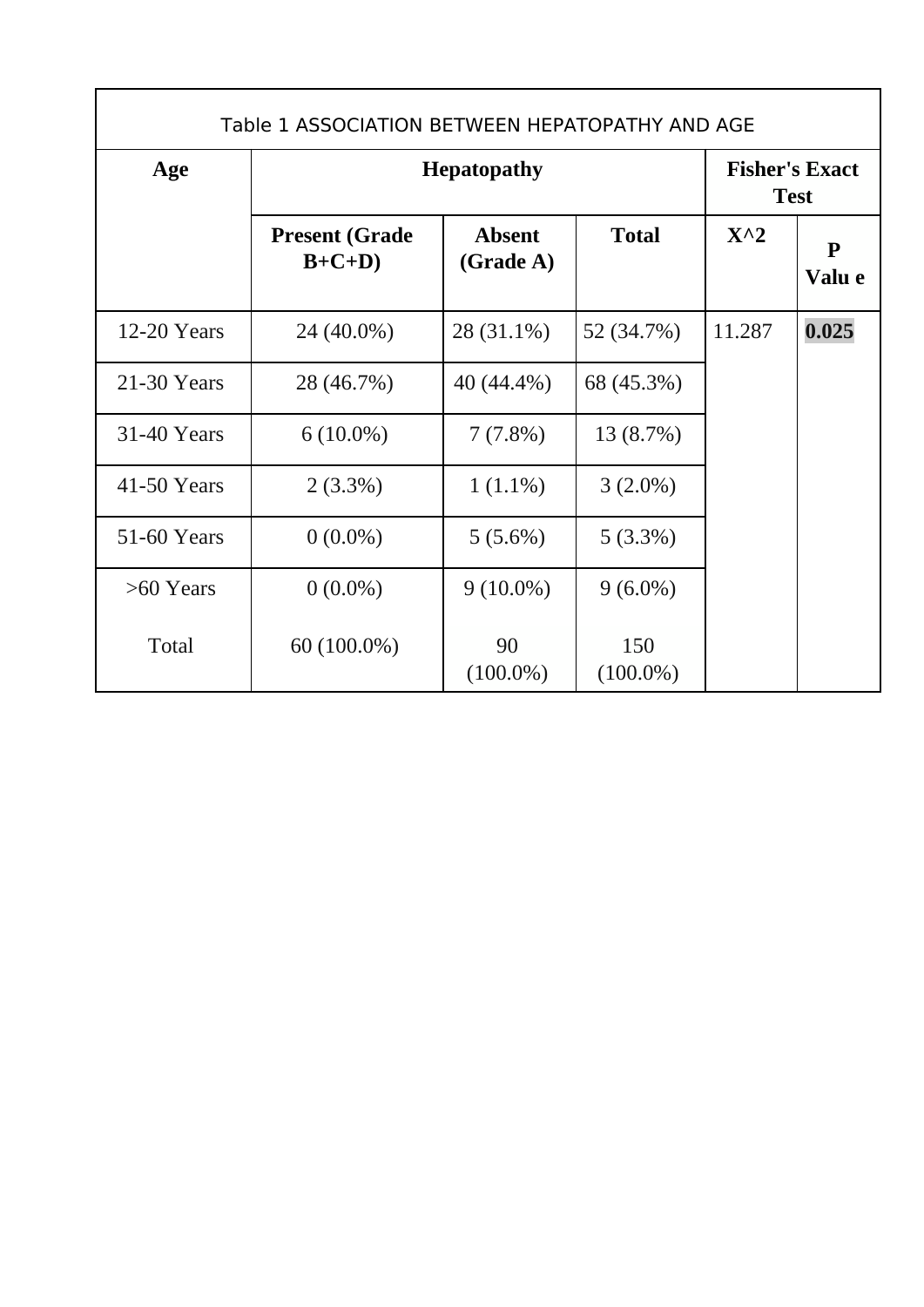Table 1 ASSOCIATION BETWEEN HEPATOPATHY AND AGE

| Age | Hepatopathy | | | Fisher's Exact Test | |
|---|---|---|---|---|---|
| | Present (Grade B+C+D) | Absent (Grade A) | Total | X^2 | P Valu e |
| 12-20 Years | 24 (40.0%) | 28 (31.1%) | 52 (34.7%) | 11.287 | **0.025** |
| 21-30 Years | 28 (46.7%) | 40 (44.4%) | 68 (45.3%) | | |
| 31-40 Years | 6 (10.0%) | 7 (7.8%) | 13 (8.7%) | | |
| 41-50 Years | 2 (3.3%) | 1 (1.1%) | 3 (2.0%) | | |
| 51-60 Years | 0 (0.0%) | 5 (5.6%) | 5 (3.3%) | | |
| >60 Years | 0 (0.0%) | 9 (10.0%) | 9 (6.0%) | | |
| Total | 60 (100.0%) | 90 (100.0%) | 150 (100.0%) | | |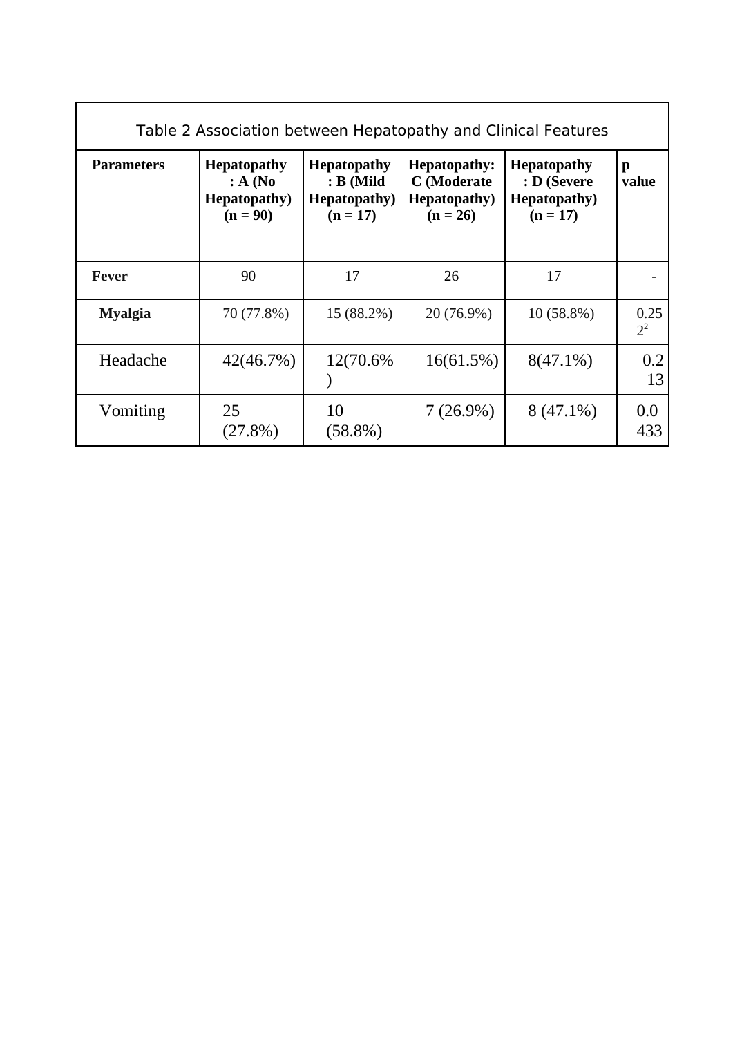Table 2 Association between Hepatopathy and Clinical Features

| Parameters | Hepatopathy : A (No Hepatopathy) (n = 90) | Hepatopathy : B (Mild Hepatopathy) (n = 17) | Hepatopathy: C (Moderate Hepatopathy) (n = 26) | Hepatopathy : D (Severe Hepatopathy) (n = 17) | p value |
|---|---|---|---|---|---|
| **Fever** | 90 | 17 | 26 | 17 | - |
| **Myalgia** | 70 (77.8%) | 15 (88.2%) | 20 (76.9%) | 10 (58.8%) | 0.252[2] |
| Headache | 42(46.7%) | 12(70.6%) | 16(61.5%) | 8(47.1%) | 0.213 |
| Vomiting | 25 (27.8%) | 10 (58.8%) | 7 (26.9%) | 8 (47.1%) | 0.0433 |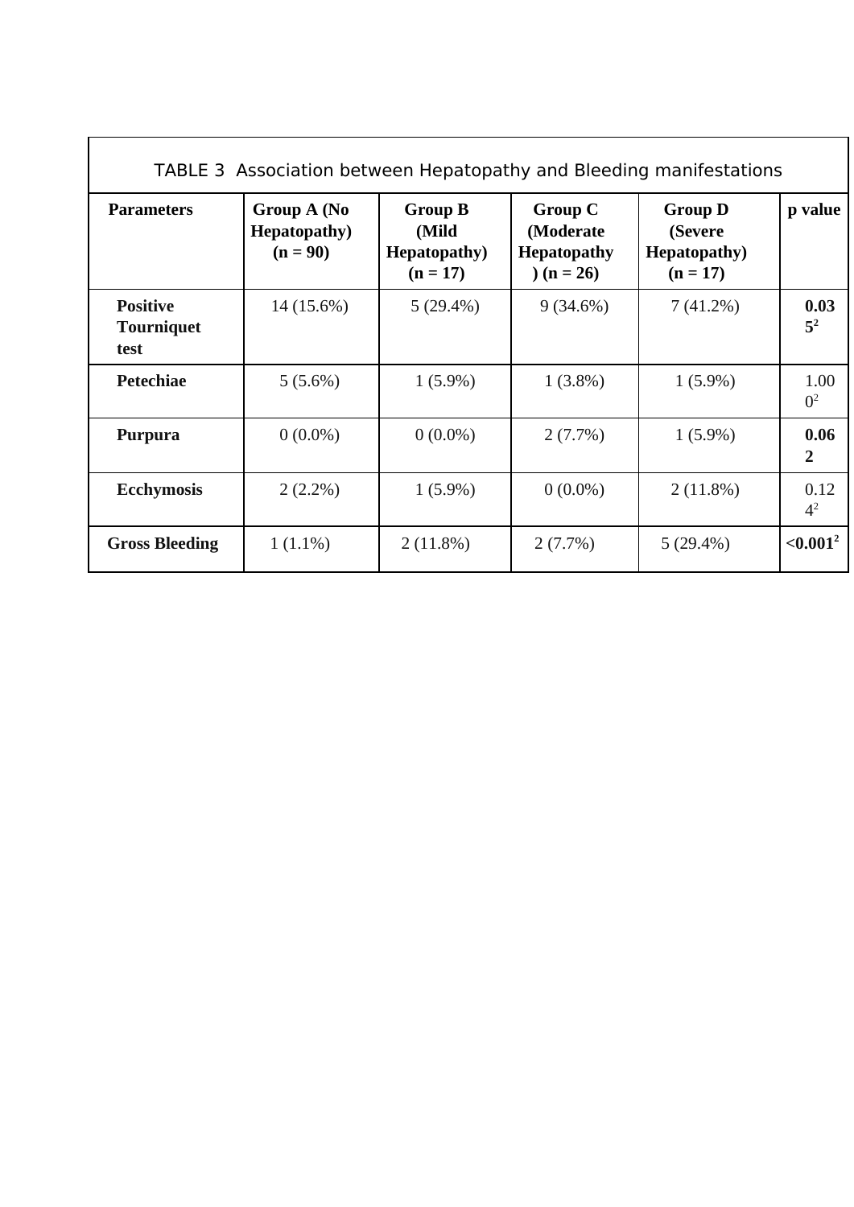TABLE 3 Association between Hepatopathy and Bleeding manifestations

| Parameters | Group A (No Hepatopathy) (n = 90) | Group B (Mild Hepatopathy) (n = 17) | Group C (Moderate Hepatopathy) (n = 26) | Group D (Severe Hepatopathy) (n = 17) | p value |
|---|---|---|---|---|---|
| **Positive Tourniquet test** | 14 (15.6%) | 5 (29.4%) | 9 (34.6%) | 7 (41.2%) | **0.035**[2] |
| **Petechiae** | 5 (5.6%) | 1 (5.9%) | 1 (3.8%) | 1 (5.9%) | 1.000[2] |
| **Purpura** | 0 (0.0%) | 0 (0.0%) | 2 (7.7%) | 1 (5.9%) | **0.062** |
| **Ecchymosis** | 2 (2.2%) | 1 (5.9%) | 0 (0.0%) | 2 (11.8%) | 0.124[2] |
| **Gross Bleeding** | 1 (1.1%) | 2 (11.8%) | 2 (7.7%) | 5 (29.4%) | **<0.001**[2] |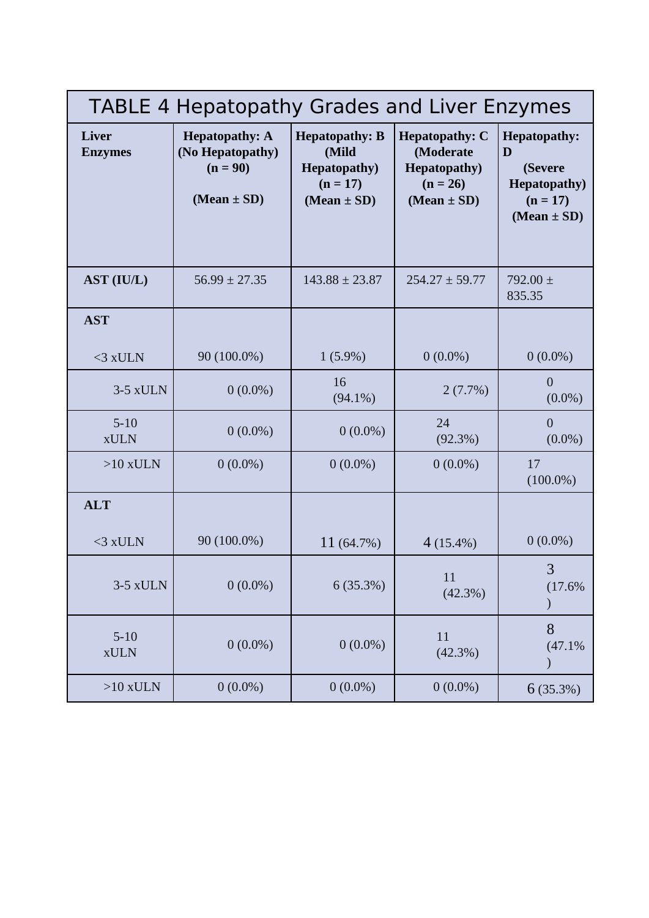TABLE 4 Hepatopathy Grades and Liver Enzymes

| Liver Enzymes | Hepatopathy: A (No Hepatopathy) (n = 90) (Mean ± SD) | Hepatopathy: B (Mild Hepatopathy) (n = 17) (Mean ± SD) | Hepatopathy: C (Moderate Hepatopathy) (n = 26) (Mean ± SD) | Hepatopathy: D (Severe Hepatopathy) (n = 17) (Mean ± SD) |
|---|---|---|---|---|
| **AST (IU/L)** | 56.99 ± 27.35 | 143.88 ± 23.87 | 254.27 ± 59.77 | 792.00 ± 835.35 |
| **AST** <3 xULN | 90 (100.0%) | 1 (5.9%) | 0 (0.0%) | 0 (0.0%) |
| 3-5 xULN | 0 (0.0%) | 16 (94.1%) | 2 (7.7%) | 0 (0.0%) |
| 5-10 xULN | 0 (0.0%) | 0 (0.0%) | 24 (92.3%) | 0 (0.0%) |
| >10 xULN | 0 (0.0%) | 0 (0.0%) | 0 (0.0%) | 17 (100.0%) |
| **ALT** <3 xULN | 90 (100.0%) | 11 (64.7%) | 4 (15.4%) | 0 (0.0%) |
| 3-5 xULN | 0 (0.0%) | 6 (35.3%) | 11 (42.3%) | 3 (17.6%) |
| 5-10 xULN | 0 (0.0%) | 0 (0.0%) | 11 (42.3%) | 8 (47.1%) |
| >10 xULN | 0 (0.0%) | 0 (0.0%) | 0 (0.0%) | 6 (35.3%) |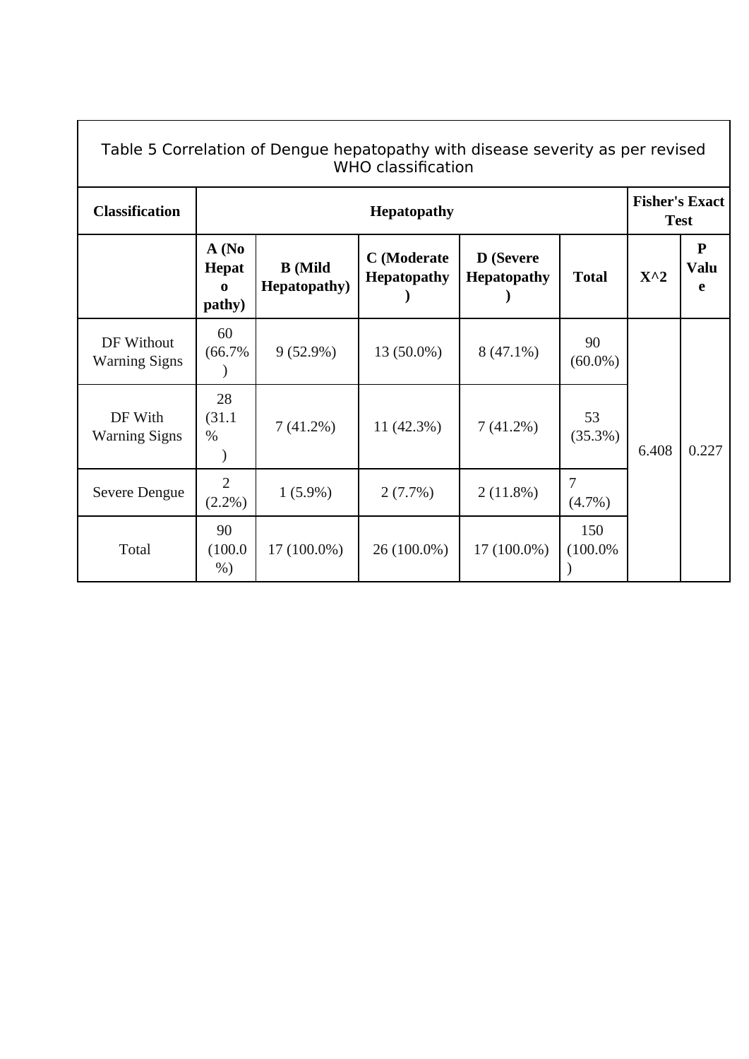Table 5 Correlation of Dengue hepatopathy with disease severity as per revised WHO classification

| Classification | Hepatopathy | | | | | Fisher's Exact Test | |
|---|---|---|---|---|---|---|---|
| | A (No Hepato pathy) | B (Mild Hepatopathy) | C (Moderate Hepatopathy) | D (Severe Hepatopathy) | Total | $X^2$ | P Value |
| DF Without Warning Signs | 60 (66.7%) | 9 (52.9%) | 13 (50.0%) | 8 (47.1%) | 90 (60.0%) | 6.408 | 0.227 |
| DF With Warning Signs | 28 (31.1%) | 7 (41.2%) | 11 (42.3%) | 7 (41.2%) | 53 (35.3%) | | |
| Severe Dengue | 2 (2.2%) | 1 (5.9%) | 2 (7.7%) | 2 (11.8%) | 7 (4.7%) | | |
| Total | 90 (100.0%) | 17 (100.0%) | 26 (100.0%) | 17 (100.0%) | 150 (100.0%) | | |